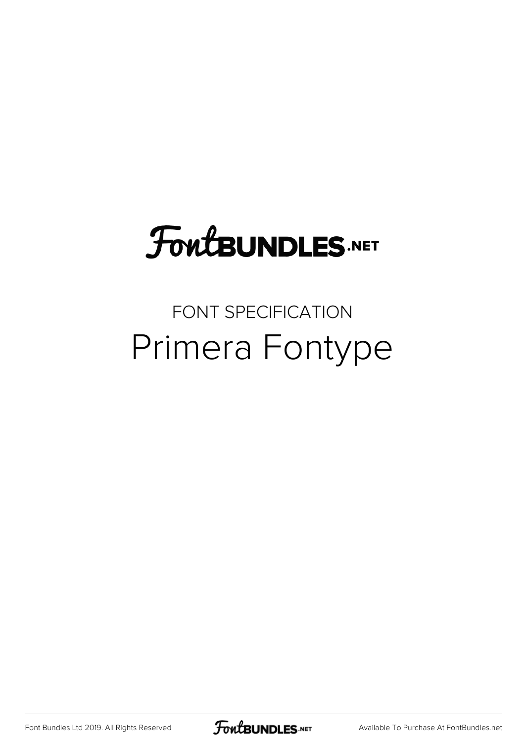# FontBUNDLES.NET

FONT SPECIFICATION

## Primera Fontype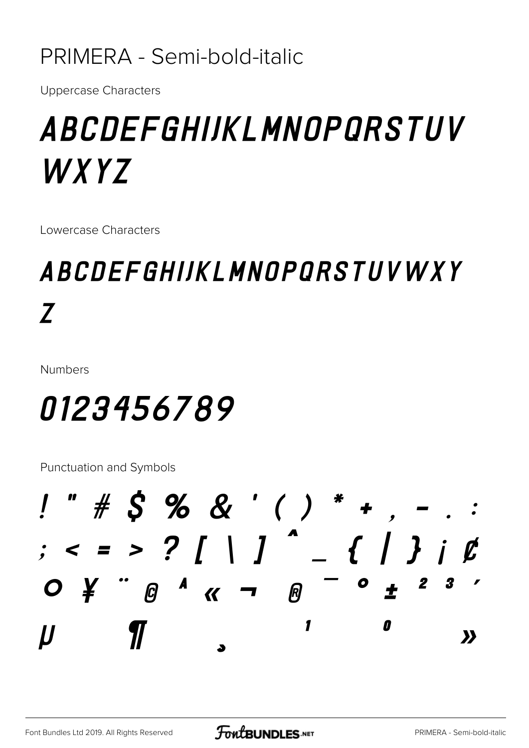# PRIMERA - Semi-bold-italic

Uppercase Characters

ABCDEFGHIJKLMNOPQRSTUV
WXYZ

Lowercase Characters

ABCDEFGHIJKLMNOPQRSTUVWXY
Z

Numbers

0123456789

Punctuation and Symbols

! " # $ % & ' ( ) * + , - . :
; < = > ? [ \ ] ^ _ { | } ¡ ¢
¤ ¥ ¨ © ª « ¬ ® ¯ ° ± ² ³ ´
µ ¶ ¸ ¹ º »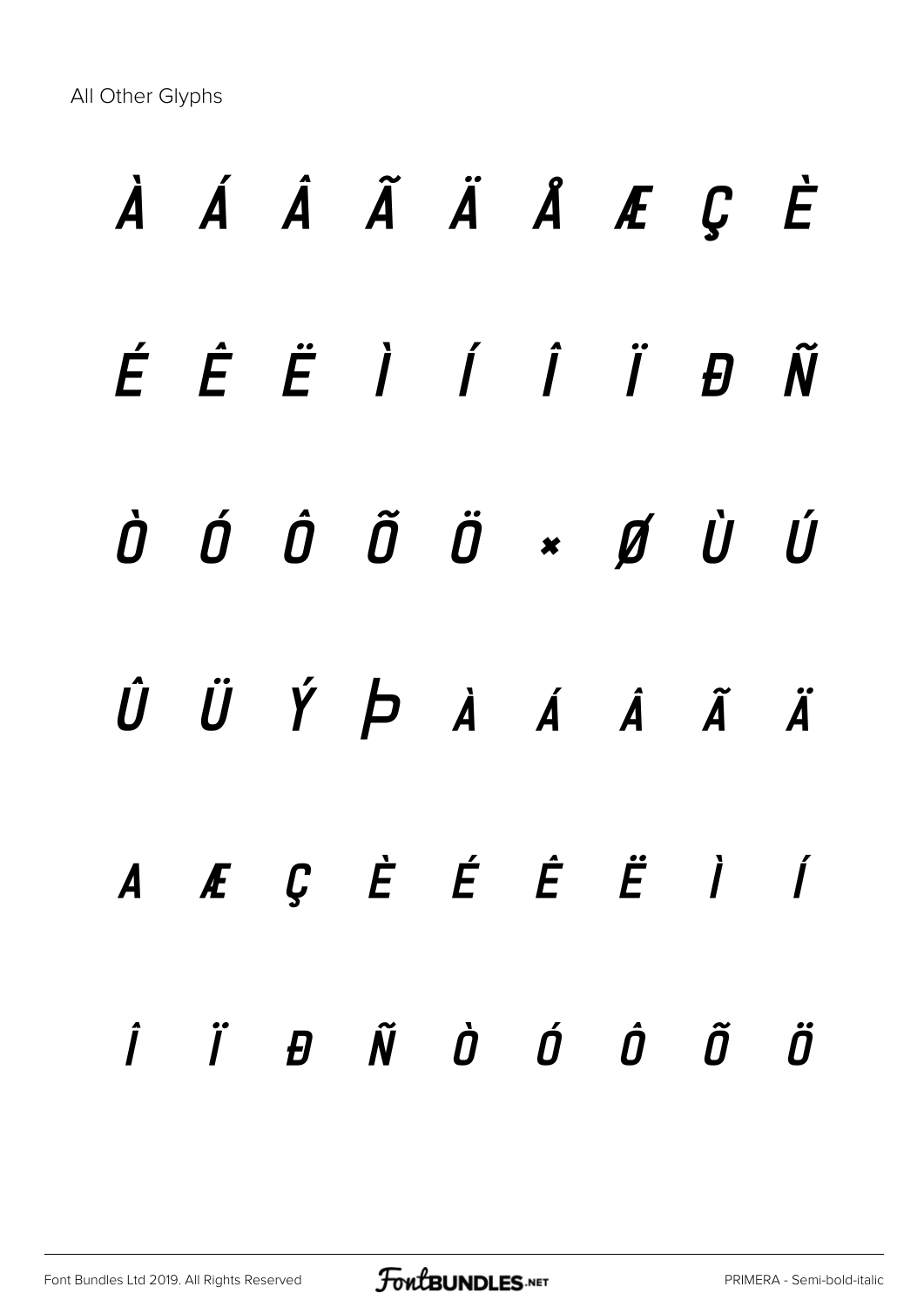All Other Glyphs

À Á Â Ã Ä Å Æ Ç È

É Ê Ë Ì Í Î Ï Ð Ñ

Ò Ó Ô Õ Ö × Ø Ù Ú

Û Ü Ý Þ à á â ã ä

å æ ç è é ê ë ì í

î ï ð ñ ò ó ô õ ö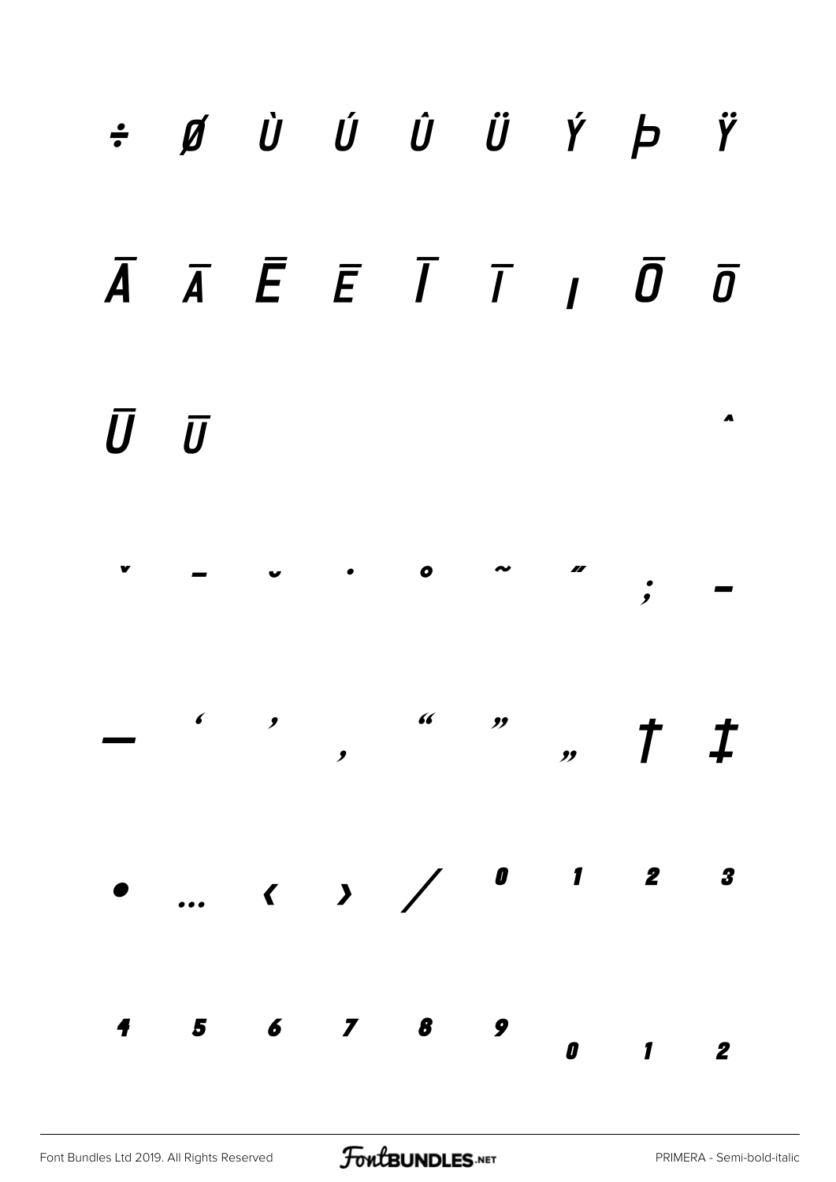÷ ø Ù Ú Û Ü Ý Þ Ÿ

Ā ā Ē ē Ī ī ı Ō ō

Ū ū ˆ

ˇ ˉ ˘ ˙ ˚ ˜ ˝ ; –

— ‘ ’ ‚ “ ” „ † ‡

• … ‹ › ⁄ ⁰ ¹ ² ³

⁴ ⁵ ⁶ ⁷ ⁸ ⁹ ₀ ₁ ₂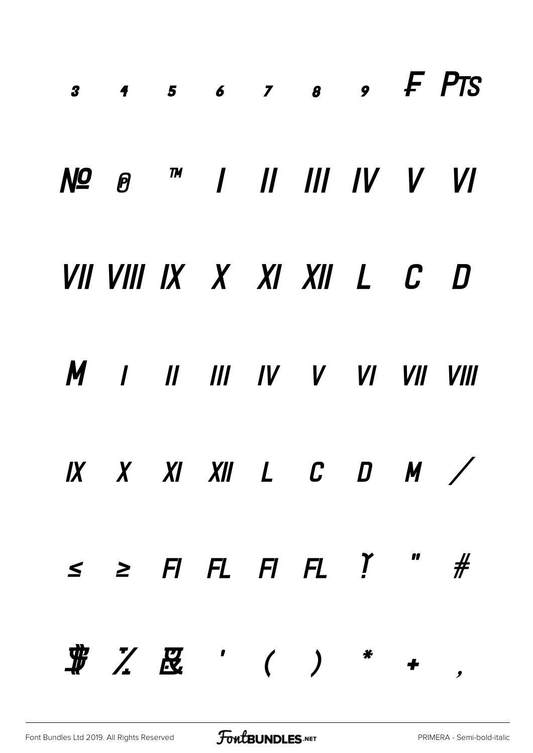₃ ₄ ₅ ₆ ₇ ₈ ₉ ₣ ₧

№ ℗ ™ Ⅰ Ⅱ Ⅲ Ⅳ Ⅴ Ⅵ

Ⅶ Ⅷ Ⅸ Ⅹ Ⅺ Ⅻ Ⅼ Ⅽ Ⅾ

Ⅿ ⅰ ⅱ ⅲ ⅳ ⅴ ⅵ ⅶ ⅷ

ⅸ ⅹ ⅺ ⅻ ⅼ ⅽ ⅾ ⅿ ∕

≤ ≥ ﬁ ﬂ ﬁ ﬂ ! " #

$ % & ' ( ) * + ,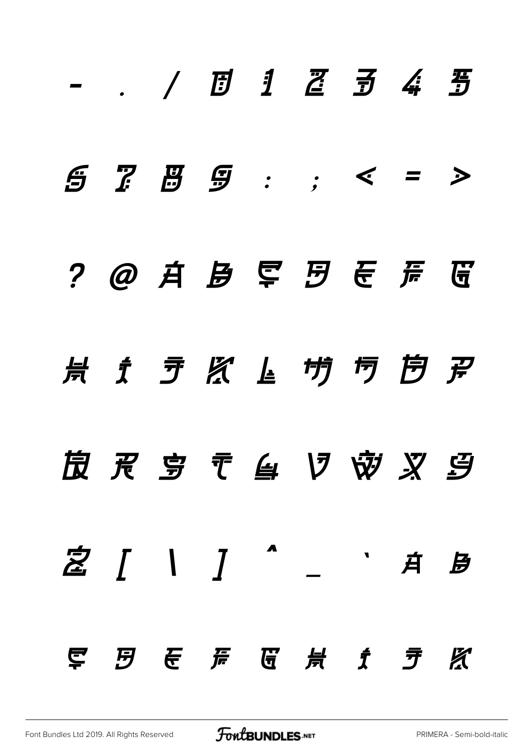- . / 0 1 2 3 4 5

6 7 8 9 : ; < = >

? @ A B C D E F G

H I J K L M N O P

Q R S T U V W X Y

Z [ \ ] ^ _ ` a b

c d e f g h i j k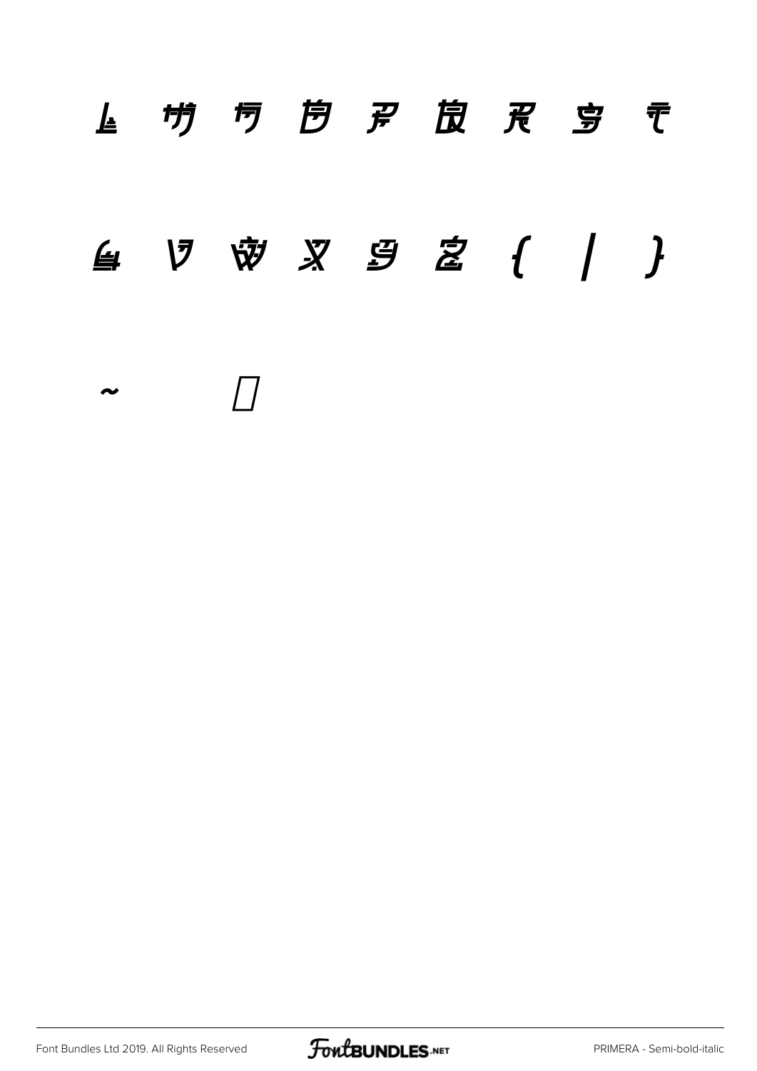l m n o p q r s t

u v w x y z { | }

~ □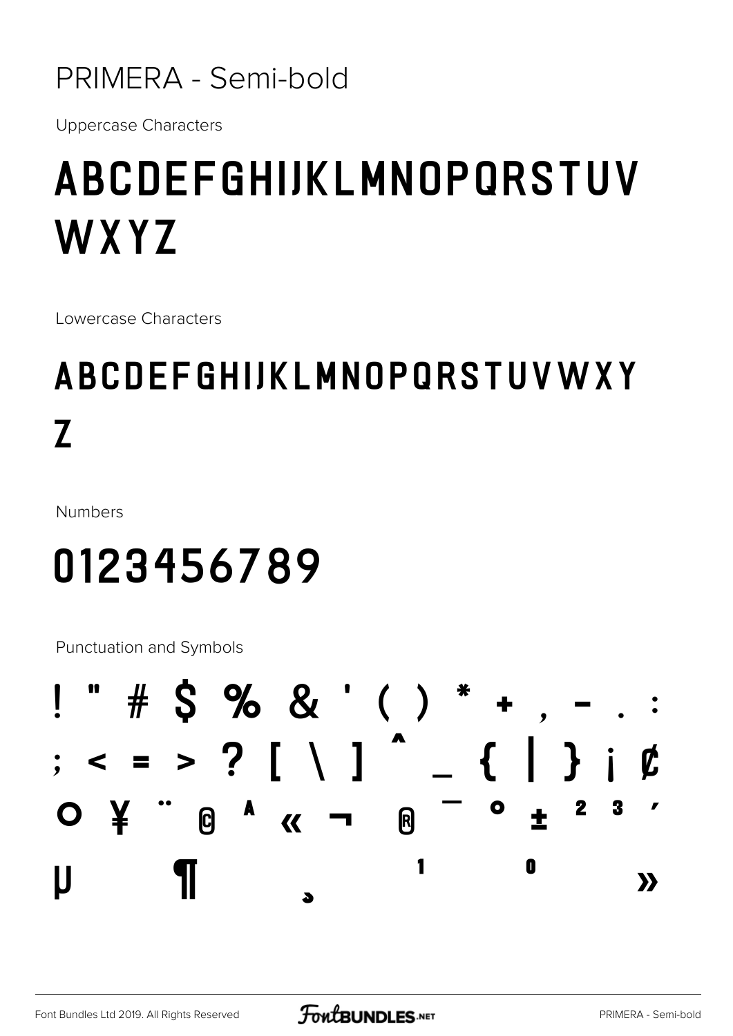# PRIMERA - Semi-bold

Uppercase Characters

## ABCDEFGHIJKLMNOPQRSTUV WXYZ

Lowercase Characters

## ABCDEFGHIJKLMNOPQRSTUVWXY Z

Numbers

## 0123456789

Punctuation and Symbols

! " # $ % & ' ( ) * + , - . :
; < = > ? [ \ ] ^ _ { | } ¡ ¢
¤ ¥ ¨ © ª « ¬ ® ¯ ° ± ² ³ ´
µ ¶ ¸ ¹ º »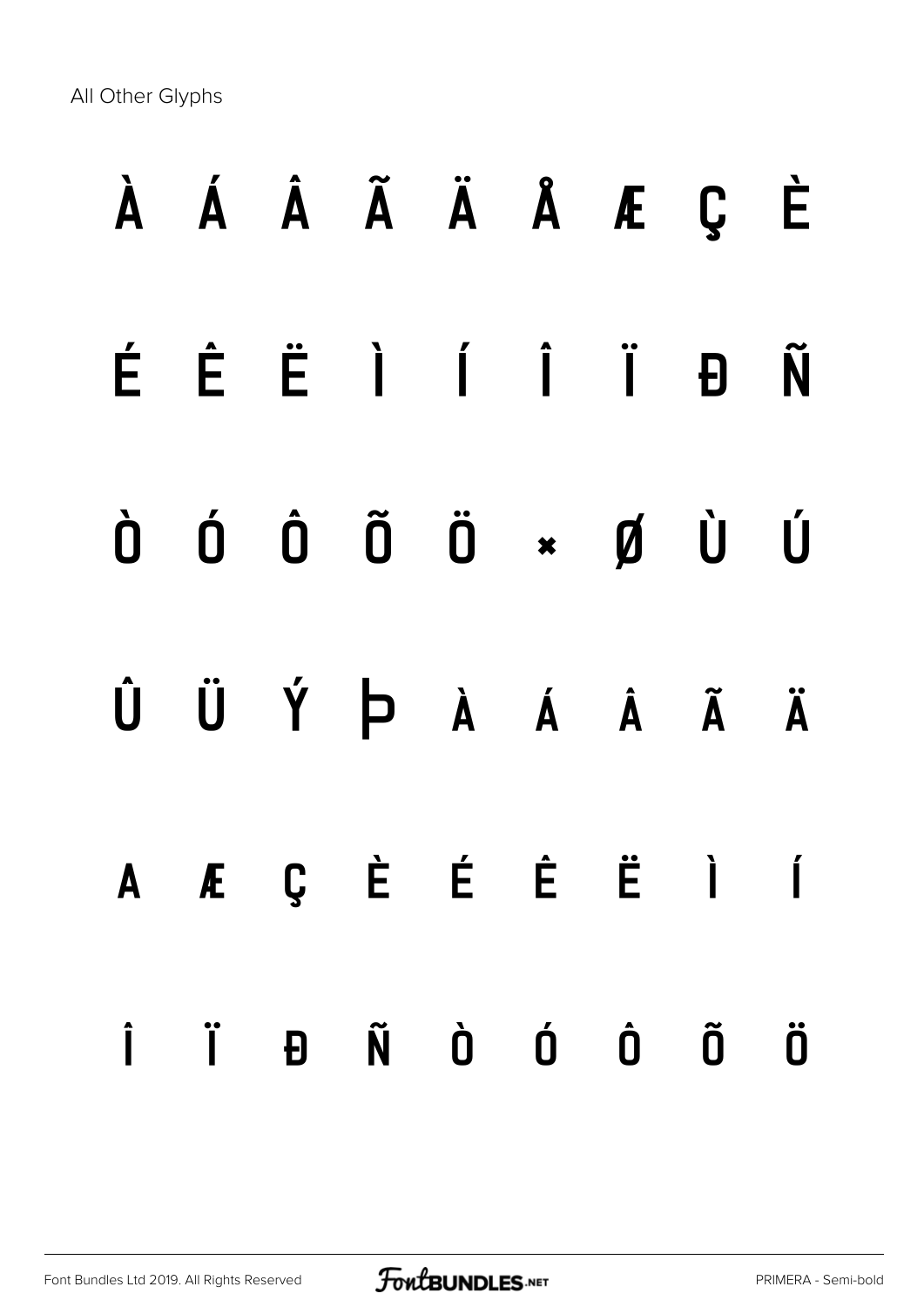All Other Glyphs

À Á Â Ã Ä Å Æ Ç È

É Ê Ë Ì Í Î Ï Đ Ñ

Ò Ó Ô Õ Ö × Ø Ù Ú

Û Ü Ý Þ à á â ã ä

å æ ç è é ê ë ì í

î ï ð ñ ò ó ô õ ö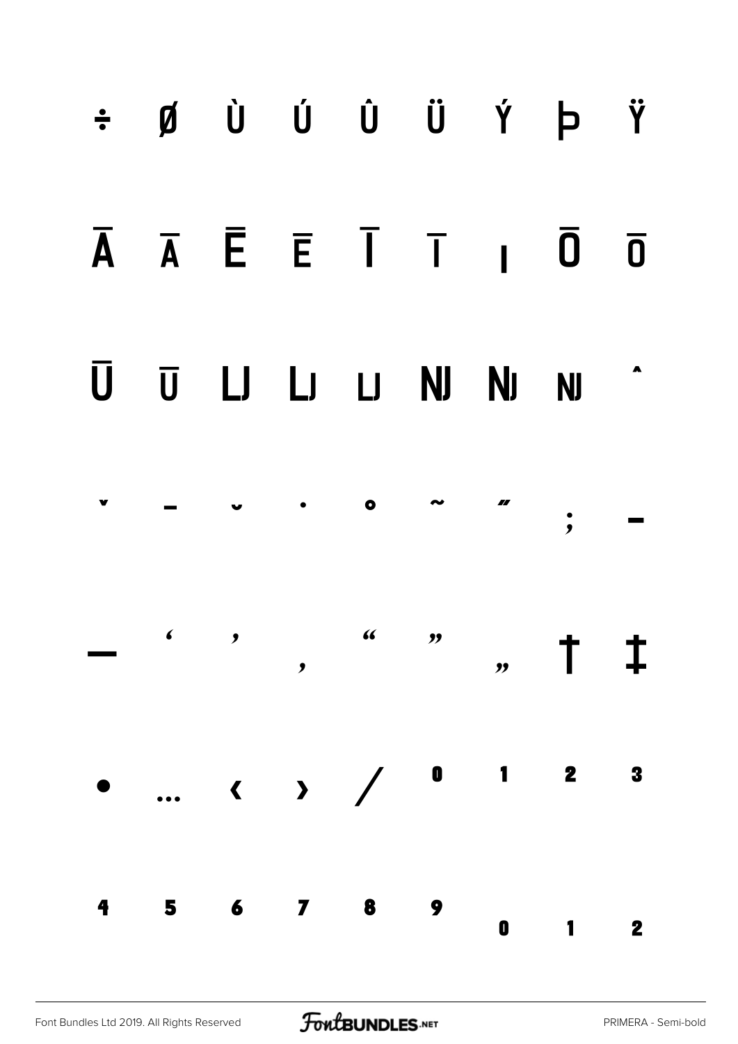÷ ø Ù Ú Û Ü Ý Þ Ÿ

Ā ā Ē ē Ī ī ı Ō ō

Ū ū Ǉ ǈ ǉ Ǌ ǋ ǌ ˆ

ˇ ˉ ˘ ˙ ˚ ˜ ˝ ; –

— ‘ ’ ‚ “ ” „ † ‡

• … ‹ › ⁄ ⁰ ¹ ² ³

⁴ ⁵ ⁶ ⁷ ⁸ ⁹ ₀ ₁ ₂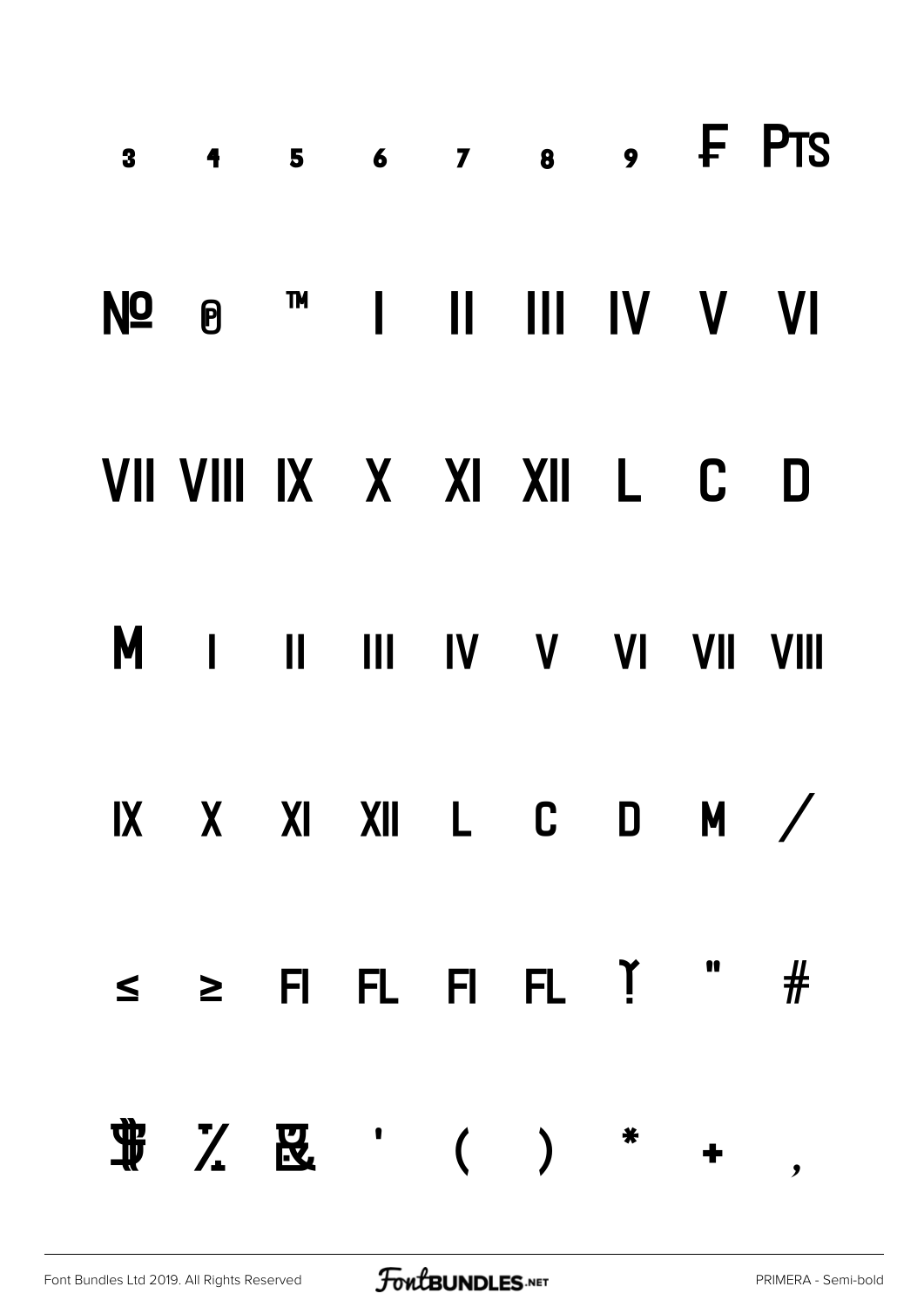3 4 5 6 7 8 9 ₣ ₧

№ ℗ ™ Ⅰ Ⅱ Ⅲ Ⅳ Ⅴ Ⅵ

Ⅶ Ⅷ Ⅸ Ⅹ Ⅺ Ⅻ Ⅼ Ⅽ Ⅾ

Ⅿ ⅰ ⅱ ⅲ ⅳ ⅴ ⅵ ⅶ ⅷ

ⅸ ⅹ ⅺ ⅻ ⅼ ⅽ ⅾ ⅿ ∕

≤ ≥ ﬁ ﬂ ﬁ ﬂ ! " #

$ % & ' ( ) * + ,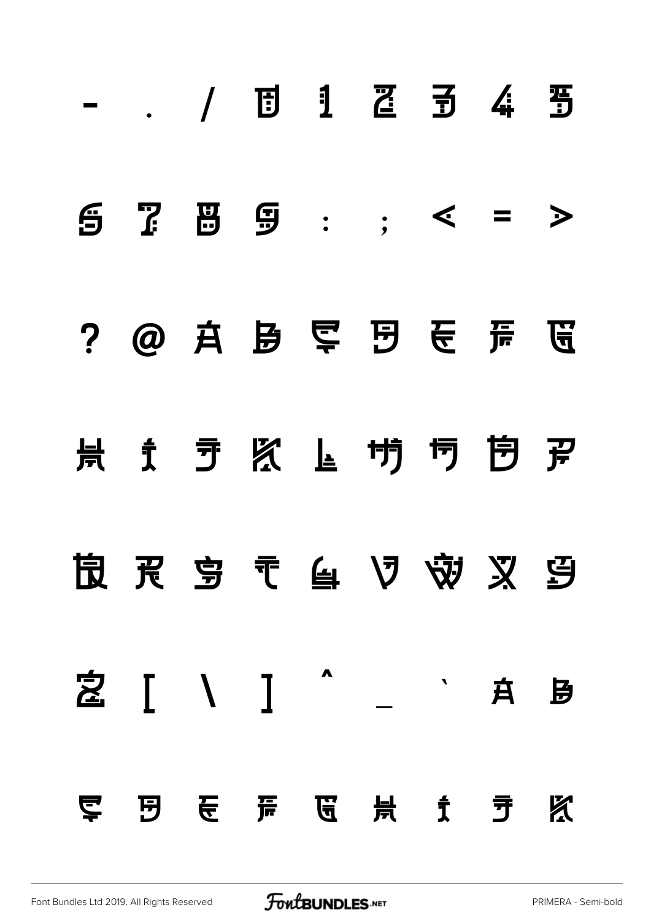- . / 0 1 2 3 4 5

6 7 8 9 : ; < = >

? @ A B C D E F G

H I J K L M N O P

Q R S T U V W X Y

Z [ \ ] ^ _ ` a b

c d e f g h i j k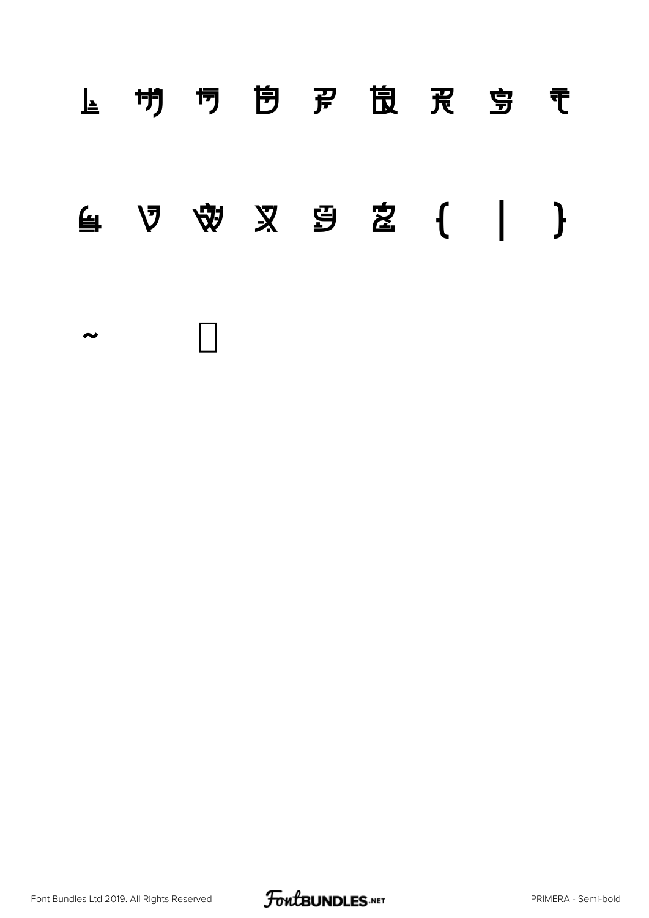l m n o p q r s t

u v w x y z { | }

~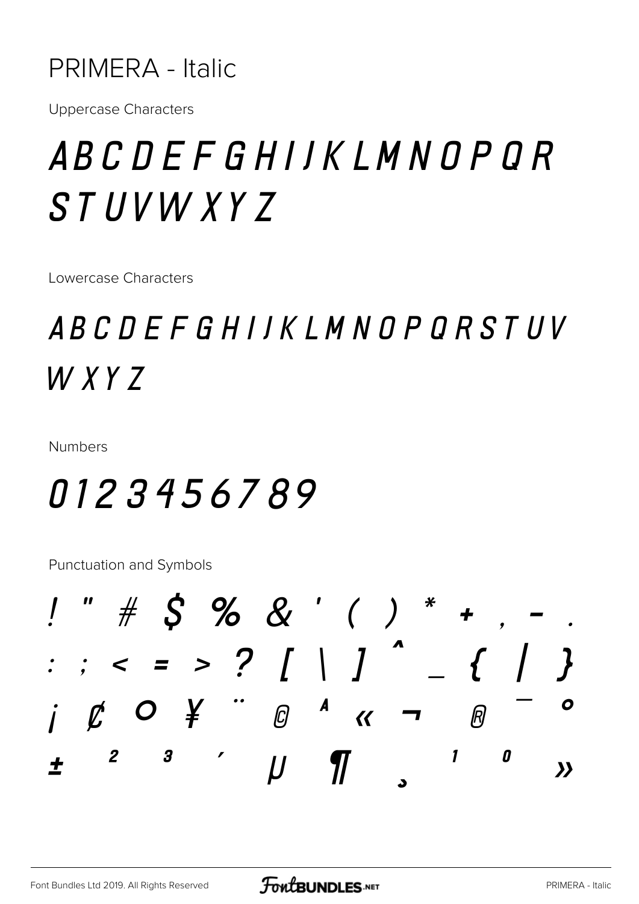PRIMERA - Italic

Uppercase Characters

ABCDEFGHIJKLMNOPQR
STUVWXYZ

Lowercase Characters

ABCDEFGHIJKLMNOPQRSTUV
WXYZ

Numbers

0123456789

Punctuation and Symbols

! " # $ % & ' ( ) * + , - .
: ; < = > ? [ \ ] ^ _ { | }
¡ ¢ ¤ ¥ ¨ © ª « ¬ ® ¯ °
± ² ³ ´ µ ¶ ¸ ¹ º »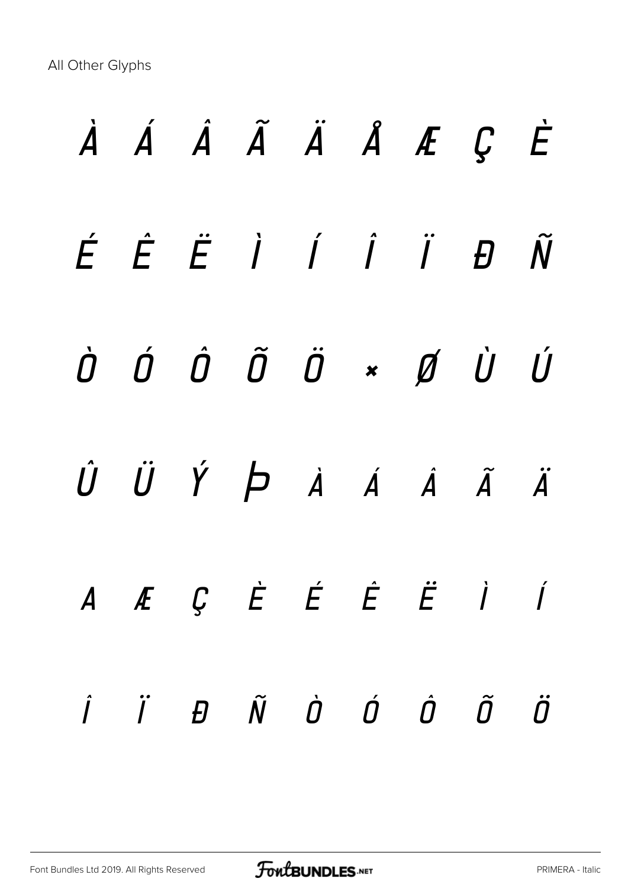All Other Glyphs

À Á Â Ã Ä Å Æ Ç È

É Ê Ë Ì Í Î Ï Đ Ñ

Ò Ó Ô Õ Ö × Ø Ù Ú

Û Ü Ý Þ à á â ã ä

å æ ç è é ê ë ì í

î ï ð ñ ò ó ô õ ö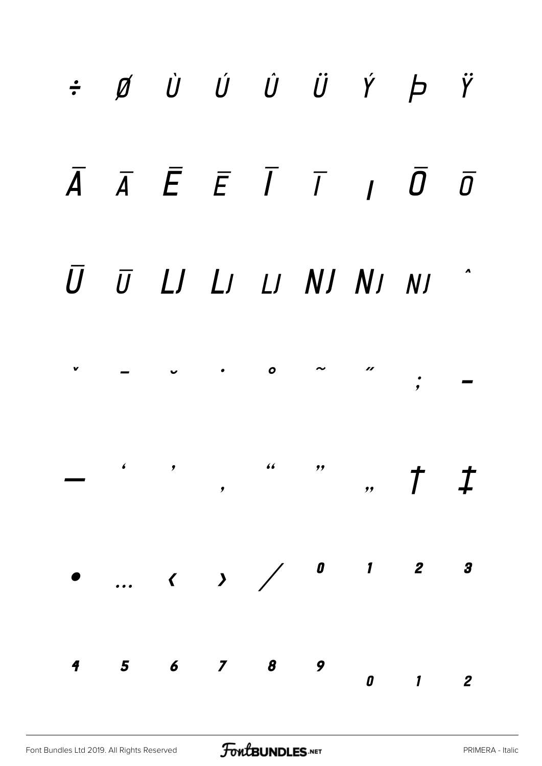÷ ø Ù Ú Û Ü Ý Þ Ÿ

Ā ā Ē ē Ī ī ı Ō ō

Ū ū Ǉ ǈ ǉ Ǌ ǋ ǌ ˆ

ˇ ˉ ˘ ˙ ˚ ˜ ˝ ; –

— ‘ ’ ‚ “ ” „ † ‡

• … ‹ › ⁄ ⁰ ¹ ² ³

⁴ ⁵ ⁶ ⁷ ⁸ ⁹ ₀ ₁ ₂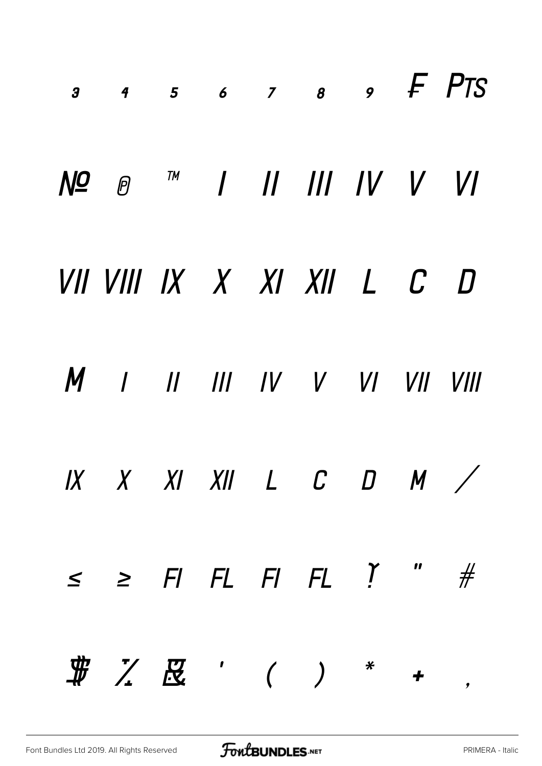3 4 5 6 7 8 9 ₣ ₧

№ ℗ ™ Ⅰ Ⅱ Ⅲ Ⅳ Ⅴ Ⅵ

Ⅶ Ⅷ Ⅸ Ⅹ Ⅺ Ⅻ Ⅼ Ⅽ Ⅾ

Ⅿ ⅰ ⅱ ⅲ ⅳ ⅴ ⅵ ⅶ ⅷ

ⅸ ⅹ ⅺ ⅻ ⅼ ⅽ ⅾ ⅿ ∕

≤ ≥ ﬁ ﬂ FI FL ! " #

$ % & ' ( ) * + ,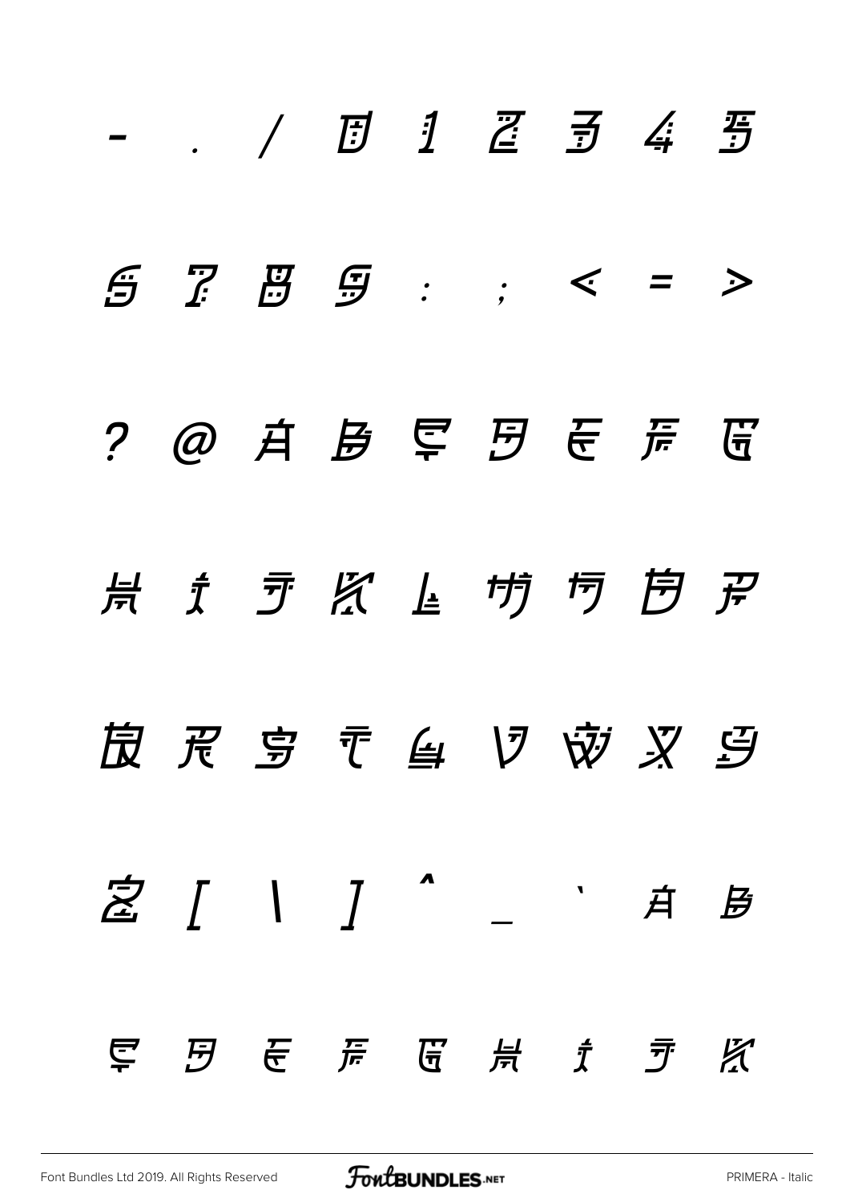- . / 0 1 2 3 4 5

6 7 8 9 : ; < = >

? @ A B C D E F G

H I J K L M N O P

Q R S T U V W X Y

Z [ \ ] ^ _ ` a b

c d e f g h i j k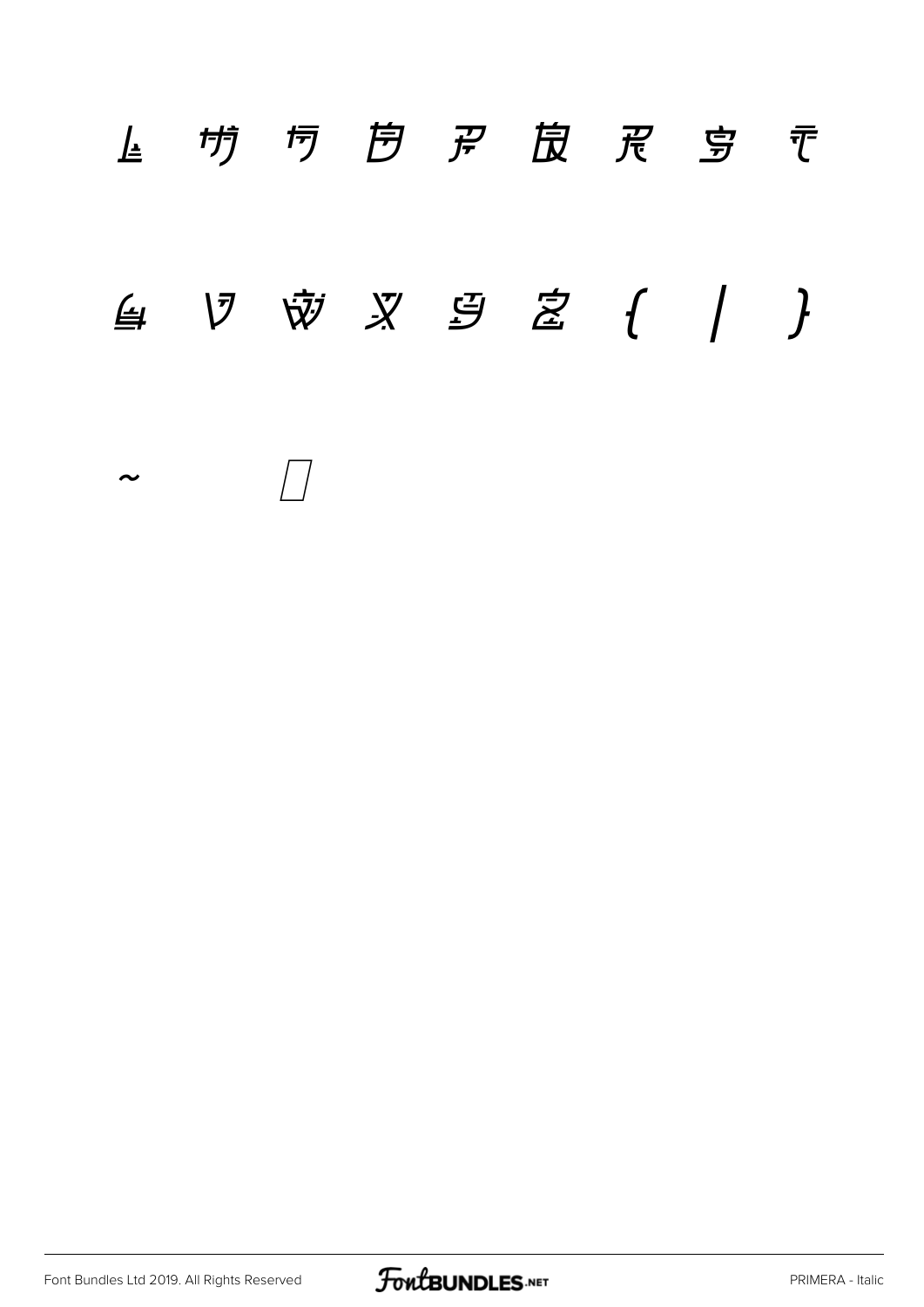l m n o p q r s t

u v w x y z { | }

~ □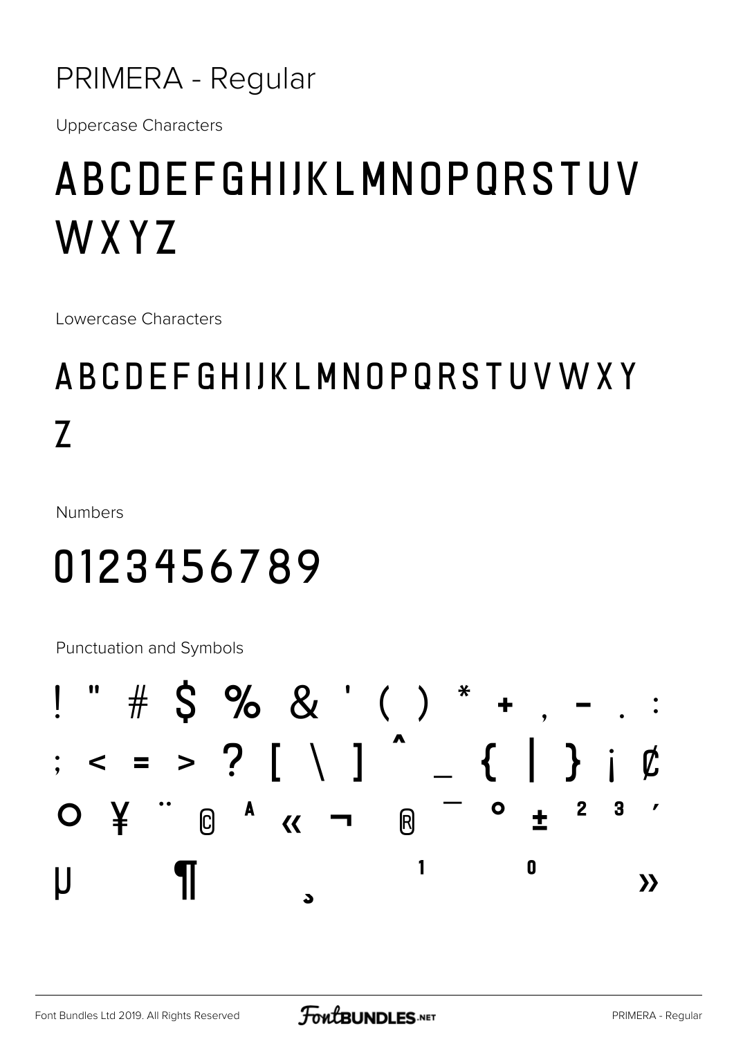# PRIMERA - Regular

Uppercase Characters

ABCDEFGHIJKLMNOPQRSTUV WXYZ

Lowercase Characters

ABCDEFGHIJKLMNOPQRSTUVWXY Z

Numbers

0123456789

Punctuation and Symbols

! " # $ % & ' ( ) * + , - . : ; < = > ? [ \ ] ^ _ { | } ¡ ¢ ¤ ¥ ¨ © ª « ¬ ® ¯ ° ± ² ³ ´ µ ¶ ¸ ¹ º »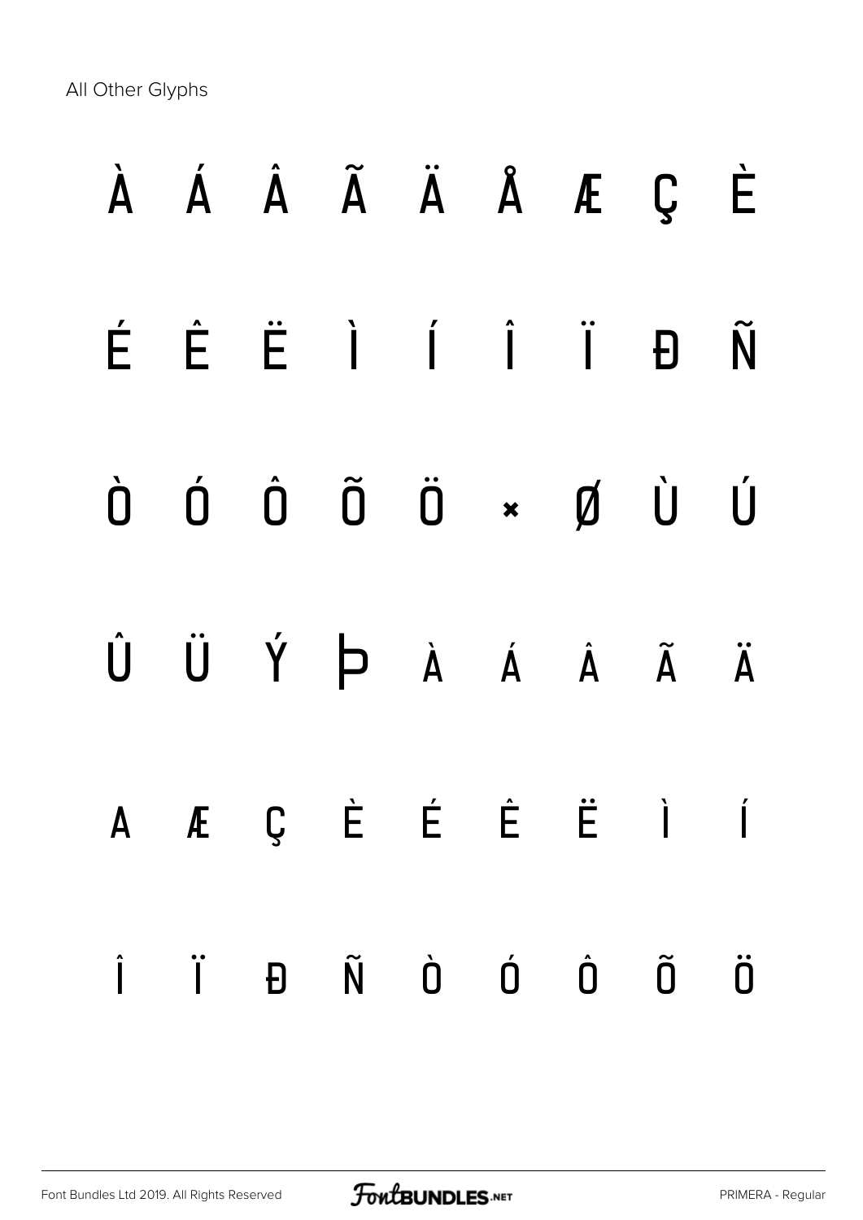All Other Glyphs

À Á Â Ã Ä Å Æ Ç È

É Ê Ë Ì Í Î Ï Ð Ñ

Ò Ó Ô Õ Ö × Ø Ù Ú

Û Ü Ý Þ à á â ã ä

å æ ç è é ê ë ì í

î ï ð ñ ò ó ô õ ö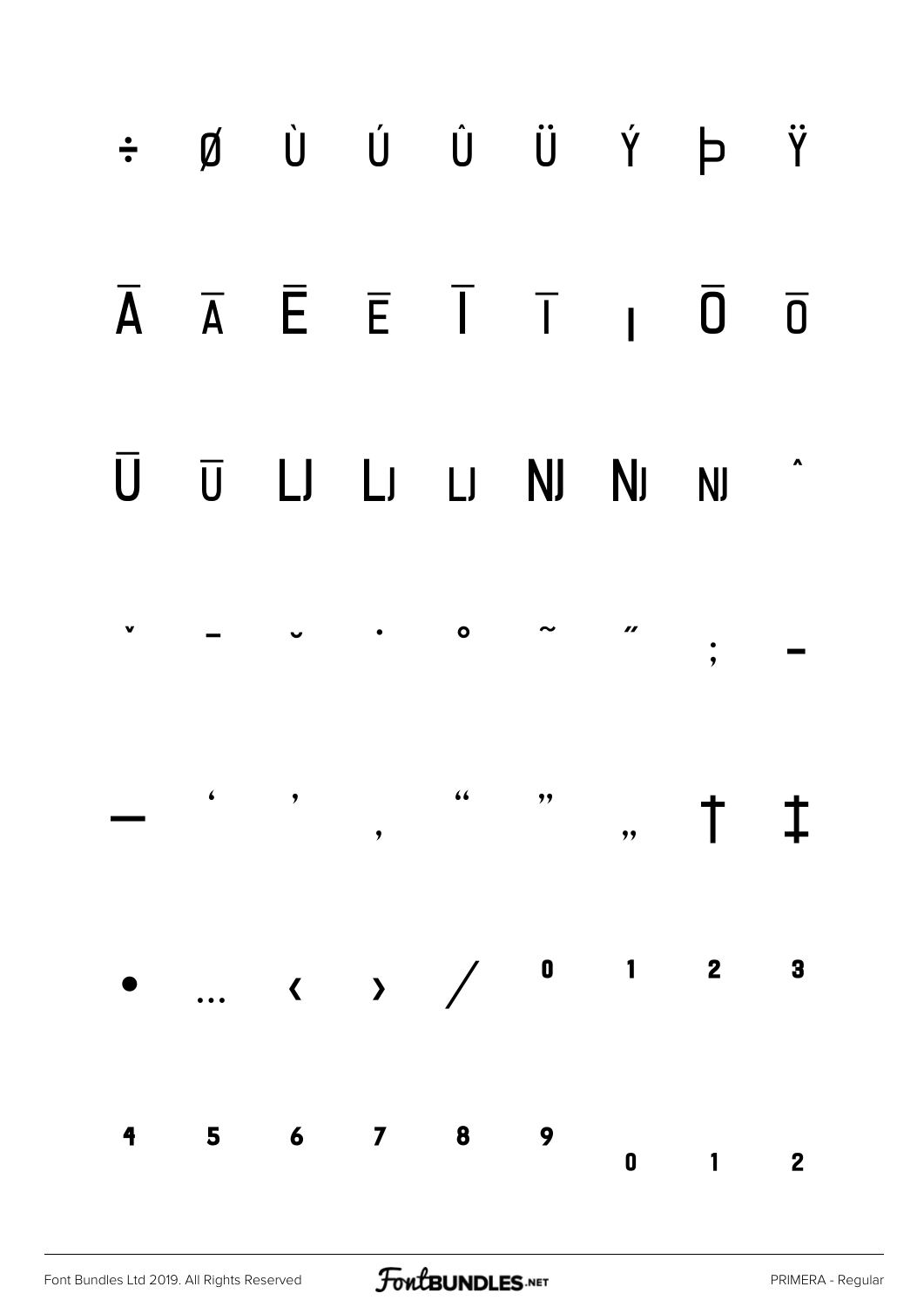÷ Ø Ù Ú Û Ü Ý Þ Ÿ

Ā ā Ē ē Ī ī ı Ō ō

Ū ū Ǉ ǈ ǉ Ǌ ǋ ǌ ˆ

ˇ ˉ ˘ ˙ ˚ ˜ ˝ ; –

— ‘ ’ ‚ “ ” „ † ‡

• … ‹ › ⁄ ⁰ ¹ ² ³

⁴ ⁵ ⁶ ⁷ ⁸ ⁹ ₀ ₁ ₂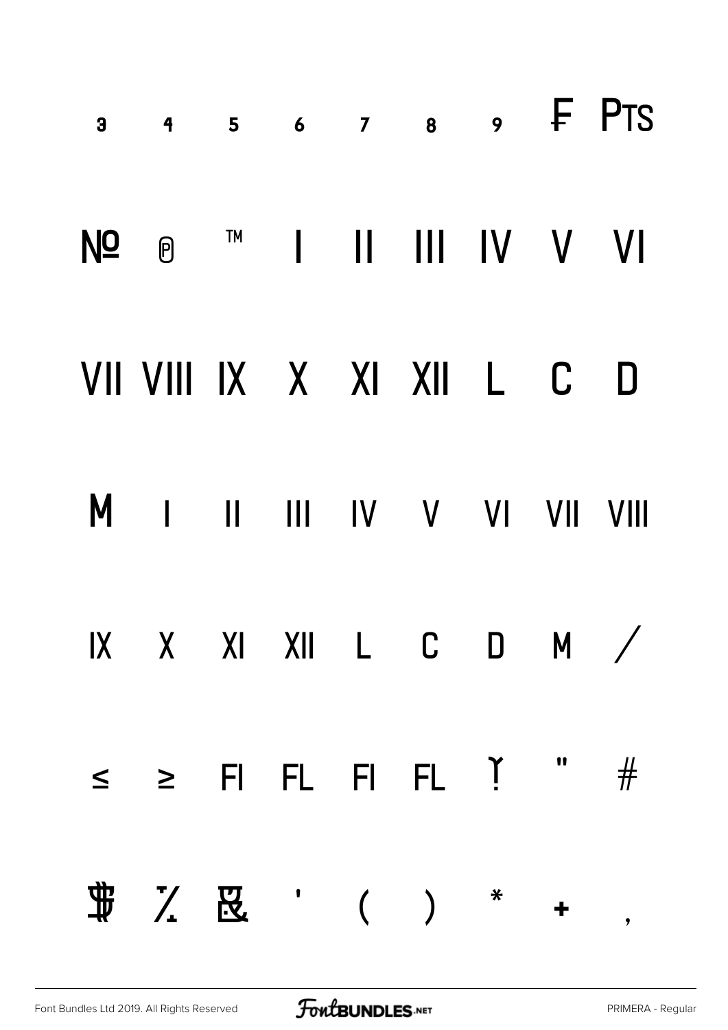3 4 5 6 7 8 9 ₣ ₧

№ ℗ ™ Ⅰ Ⅱ Ⅲ Ⅳ Ⅴ Ⅵ

Ⅶ Ⅷ Ⅸ Ⅹ Ⅺ Ⅻ Ⅼ Ⅽ Ⅾ

Ⅿ ⅰ ⅱ ⅲ ⅳ ⅴ ⅵ ⅶ ⅷ

ⅸ ⅹ ⅺ ⅻ ⅼ ⅽ ⅾ ⅿ ∕

≤ ≥ FI FL FI FL ! " #

$ % & ' ( ) * + ,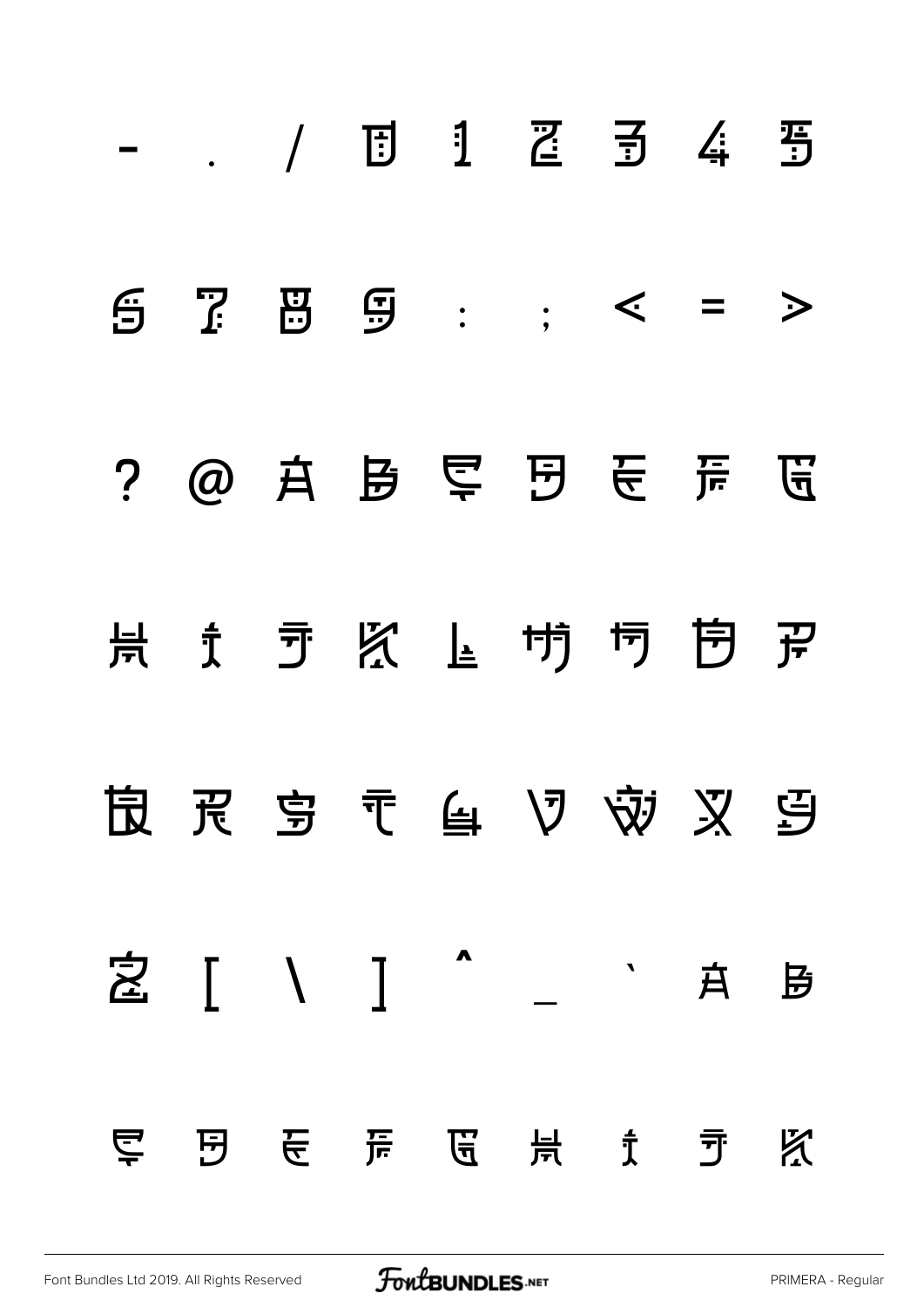- . / 0 1 2 3 4 5

6 7 8 9 : ; < = >

? @ A B C D E F G

H I J K L M N O P

Q R S T U V W X Y

Z [ \ ] ^ _ ` a b

c d e f g h i j k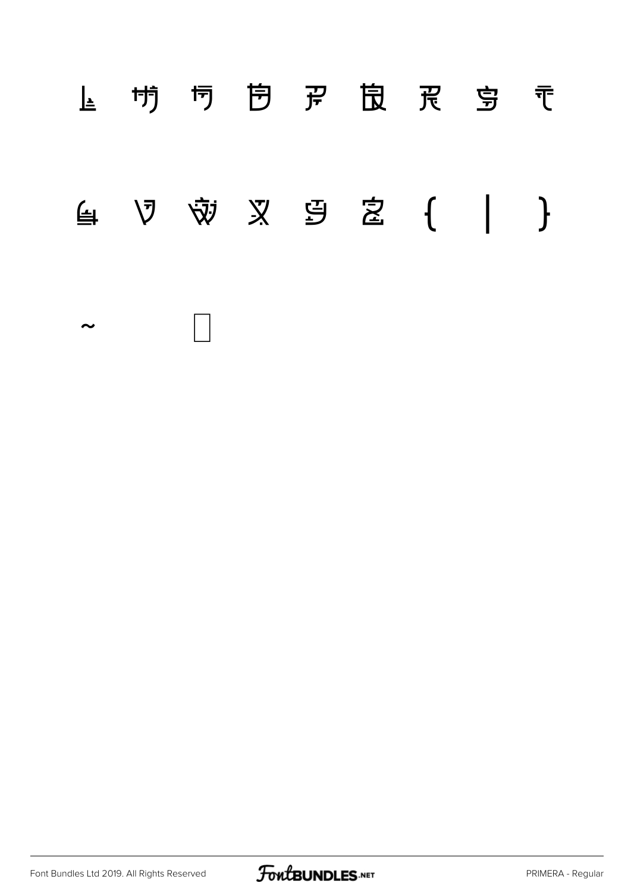l m n o p q r s t

u v w x y z { | }

~ □